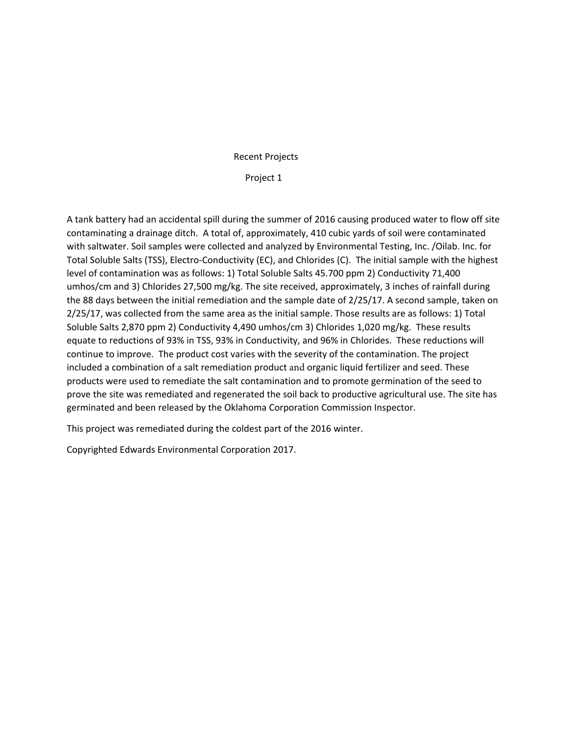# Recent Projects

## Project 1

A tank battery had an accidental spill during the summer of 2016 causing produced water to flow off site contaminating a drainage ditch. A total of, approximately, 410 cubic yards of soil were contaminated with saltwater. Soil samples were collected and analyzed by Environmental Testing, Inc. /Oilab. Inc. for Total Soluble Salts (TSS), Electro-Conductivity (EC), and Chlorides (C). The initial sample with the highest level of contamination was as follows: 1) Total Soluble Salts 45.700 ppm 2) Conductivity 71,400 umhos/cm and 3) Chlorides 27,500 mg/kg. The site received, approximately, 3 inches of rainfall during the 88 days between the initial remediation and the sample date of 2/25/17. A second sample, taken on 2/25/17, was collected from the same area as the initial sample. Those results are as follows: 1) Total Soluble Salts 2,870 ppm 2) Conductivity 4,490 umhos/cm 3) Chlorides 1,020 mg/kg. These results equate to reductions of 93% in TSS, 93% in Conductivity, and 96% in Chlorides. These reductions will continue to improve. The product cost varies with the severity of the contamination. The project included a combination of a salt remediation product and organic liquid fertilizer and seed. These products were used to remediate the salt contamination and to promote germination of the seed to prove the site was remediated and regenerated the soil back to productive agricultural use. The site has germinated and been released by the Oklahoma Corporation Commission Inspector.

This project was remediated during the coldest part of the 2016 winter.

Copyrighted Edwards Environmental Corporation 2017.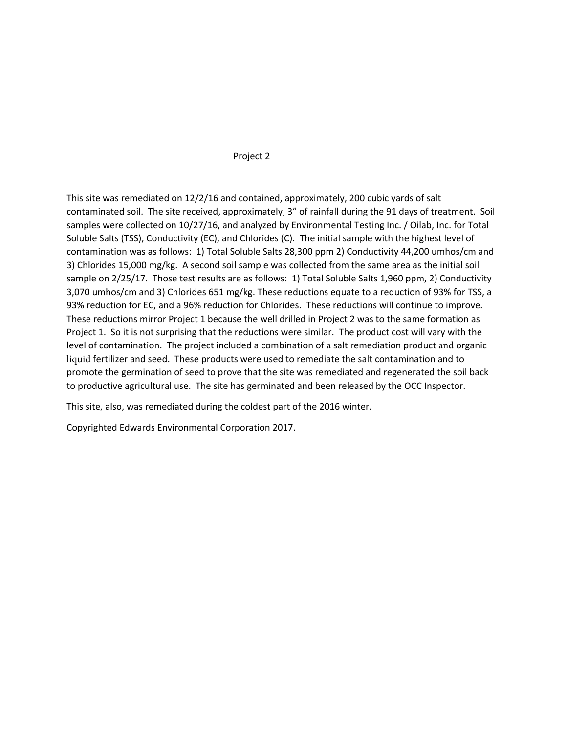# Project 2

This site was remediated on 12/2/16 and contained, approximately, 200 cubic yards of salt contaminated soil. The site received, approximately, 3" of rainfall during the 91 days of treatment. Soil samples were collected on 10/27/16, and analyzed by Environmental Testing Inc. / Oilab, Inc. for Total Soluble Salts (TSS), Conductivity (EC), and Chlorides (C). The initial sample with the highest level of contamination was as follows: 1) Total Soluble Salts 28,300 ppm 2) Conductivity 44,200 umhos/cm and 3) Chlorides 15,000 mg/kg. A second soil sample was collected from the same area as the initial soil sample on 2/25/17. Those test results are as follows: 1) Total Soluble Salts 1,960 ppm, 2) Conductivity 3,070 umhos/cm and 3) Chlorides 651 mg/kg. These reductions equate to a reduction of 93% for TSS, a 93% reduction for EC, and a 96% reduction for Chlorides. These reductions will continue to improve. These reductions mirror Project 1 because the well drilled in Project 2 was to the same formation as Project 1. So it is not surprising that the reductions were similar. The product cost will vary with the level of contamination. The project included a combination of a salt remediation product and organic liquid fertilizer and seed. These products were used to remediate the salt contamination and to promote the germination of seed to prove that the site was remediated and regenerated the soil back to productive agricultural use. The site has germinated and been released by the OCC Inspector.

This site, also, was remediated during the coldest part of the 2016 winter.

Copyrighted Edwards Environmental Corporation 2017.